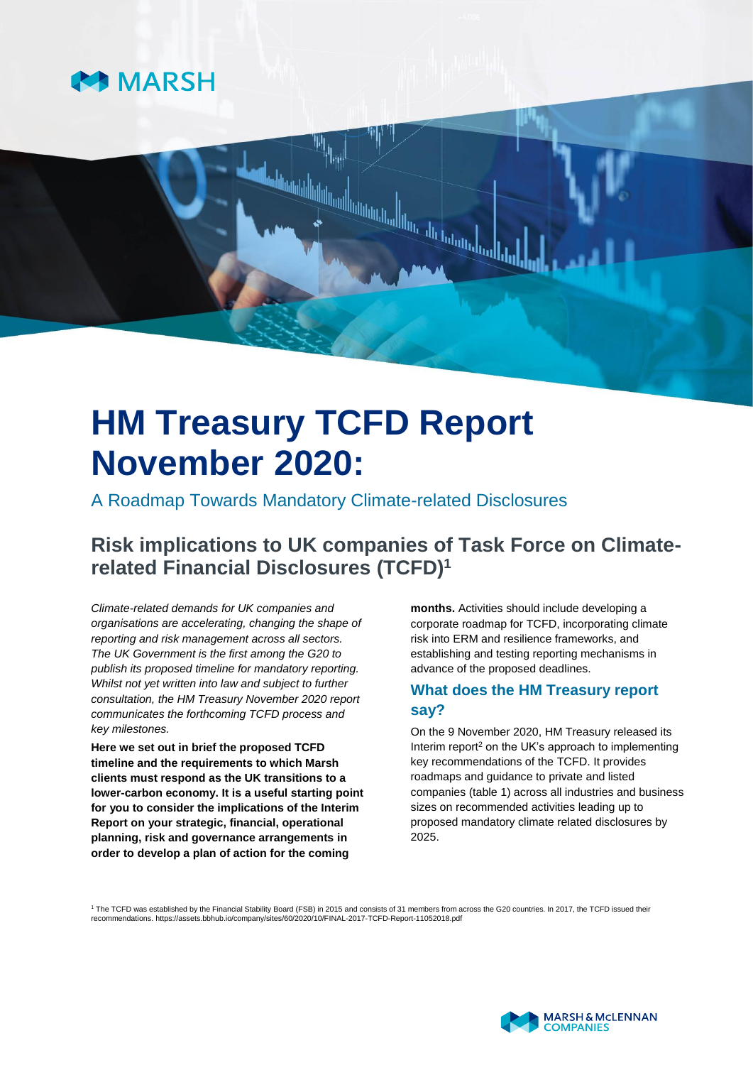# HM Treasury TCFD Report November 2020:

A Roadmap Towards Mandatory Climate-related Disclosures

## Risk implications to UK companies of Task Force on Climate-related Financial Disclosures (TCFD)[1]

*Climate-related demands for UK companies and organisations are accelerating, changing the shape of reporting and risk management across all sectors. The UK Government is the first among the G20 to publish its proposed timeline for mandatory reporting. Whilst not yet written into law and subject to further consultation, the HM Treasury November 2020 report communicates the forthcoming TCFD process and key milestones.*

**Here we set out in brief the proposed TCFD timeline and the requirements to which Marsh clients must respond as the UK transitions to a lower-carbon economy. It is a useful starting point for you to consider the implications of the Interim Report on your strategic, financial, operational planning, risk and governance arrangements in order to develop a plan of action for the coming months.** Activities should include developing a corporate roadmap for TCFD, incorporating climate risk into ERM and resilience frameworks, and establishing and testing reporting mechanisms in advance of the proposed deadlines.

### What does the HM Treasury report say?

On the 9 November 2020, HM Treasury released its Interim report[2] on the UK's approach to implementing key recommendations of the TCFD. It provides roadmaps and guidance to private and listed companies (table 1) across all industries and business sizes on recommended activities leading up to proposed mandatory climate related disclosures by 2025.

[1] The TCFD was established by the Financial Stability Board (FSB) in 2015 and consists of 31 members from across the G20 countries. In 2017, the TCFD issued their recommendations. https://assets.bbhub.io/company/sites/60/2020/10/FINAL-2017-TCFD-Report-11052018.pdf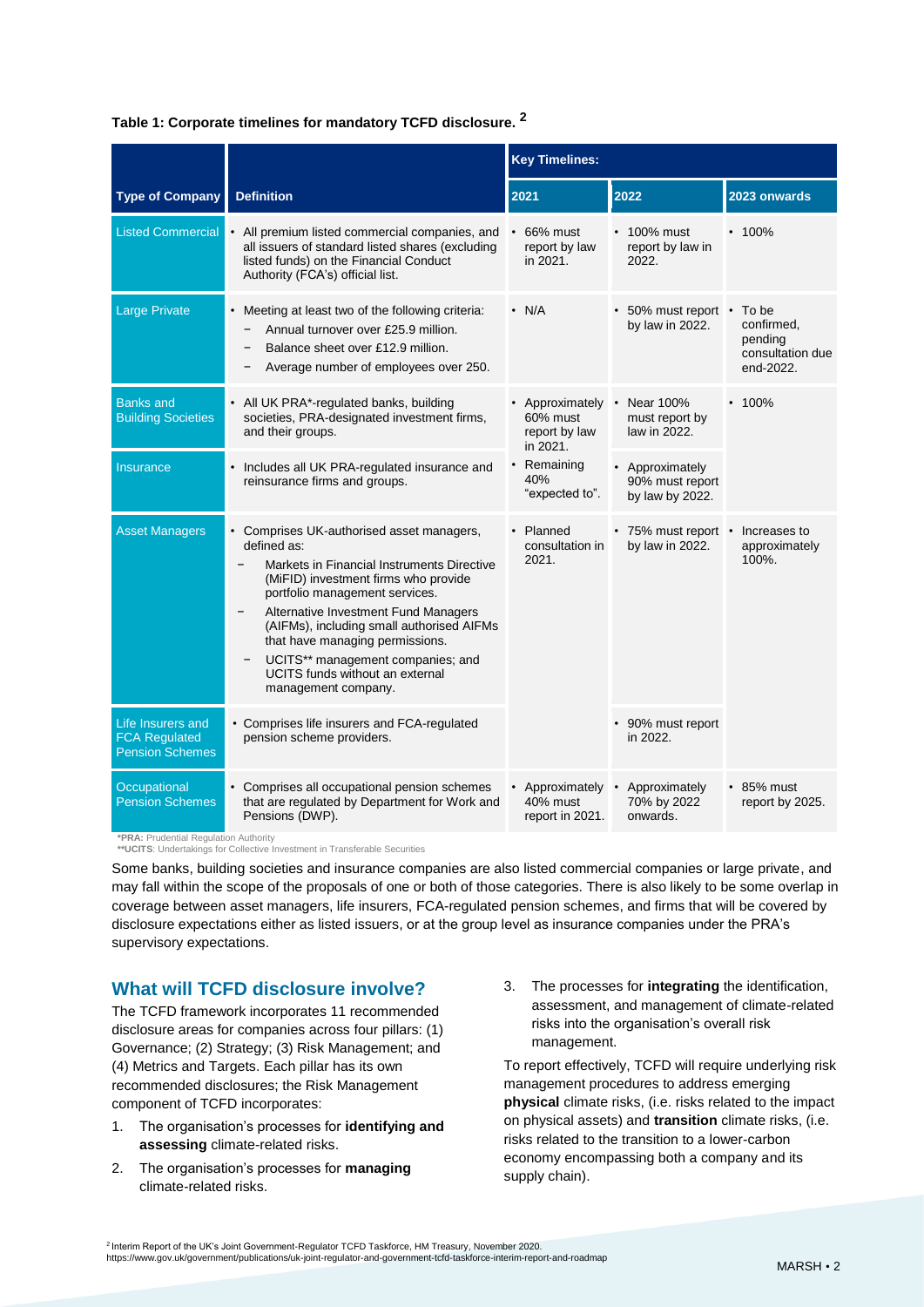**Table 1: Corporate timelines for mandatory TCFD disclosure.** [2]

| Type of Company | Definition | Key Timelines: 2021 | 2022 | 2023 onwards |
|---|---|---|---|---|
| Listed Commercial | • All premium listed commercial companies, and all issuers of standard listed shares (excluding listed funds) on the Financial Conduct Authority (FCA's) official list. | • 66% must report by law in 2021. | • 100% must report by law in 2022. | • 100% |
| Large Private | • Meeting at least two of the following criteria: <br> − Annual turnover over £25.9 million. <br> − Balance sheet over £12.9 million. <br> − Average number of employees over 250. | • N/A | • 50% must report by law in 2022. | • To be confirmed, pending consultation due end-2022. |
| Banks and Building Societies | • All UK PRA*-regulated banks, building societies, PRA-designated investment firms, and their groups. | • Approximately 60% must report by law in 2021. <br> • Remaining 40% "expected to". | • Near 100% must report by law in 2022. | • 100% |
| Insurance | • Includes all UK PRA-regulated insurance and reinsurance firms and groups. | | • Approximately 90% must report by law by 2022. | |
| Asset Managers | • Comprises UK-authorised asset managers, defined as: <br> − Markets in Financial Instruments Directive (MiFID) investment firms who provide portfolio management services. <br> − Alternative Investment Fund Managers (AIFMs), including small authorised AIFMs that have managing permissions. <br> − UCITS** management companies; and UCITS funds without an external management company. | • Planned consultation in 2021. | • 75% must report by law in 2022. | • Increases to approximately 100%. |
| Life Insurers and FCA Regulated Pension Schemes | • Comprises life insurers and FCA-regulated pension scheme providers. | | • 90% must report in 2022. | |
| Occupational Pension Schemes | • Comprises all occupational pension schemes that are regulated by Department for Work and Pensions (DWP). | • Approximately 40% must report in 2021. | • Approximately 70% by 2022 onwards. | • 85% must report by 2025. |

***PRA:** Prudential Regulation Authority
****UCITS**: Undertakings for Collective Investment in Transferable Securities

Some banks, building societies and insurance companies are also listed commercial companies or large private, and may fall within the scope of the proposals of one or both of those categories. There is also likely to be some overlap in coverage between asset managers, life insurers, FCA-regulated pension schemes, and firms that will be covered by disclosure expectations either as listed issuers, or at the group level as insurance companies under the PRA's supervisory expectations.

## What will TCFD disclosure involve?

The TCFD framework incorporates 11 recommended disclosure areas for companies across four pillars: (1) Governance; (2) Strategy; (3) Risk Management; and (4) Metrics and Targets. Each pillar has its own recommended disclosures; the Risk Management component of TCFD incorporates:

1. The organisation's processes for **identifying and assessing** climate-related risks.
2. The organisation's processes for **managing** climate-related risks.
3. The processes for **integrating** the identification, assessment, and management of climate-related risks into the organisation's overall risk management.

To report effectively, TCFD will require underlying risk management procedures to address emerging **physical** climate risks, (i.e. risks related to the impact on physical assets) and **transition** climate risks, (i.e. risks related to the transition to a lower-carbon economy encompassing both a company and its supply chain).

[2] Interim Report of the UK's Joint Government-Regulator TCFD Taskforce, HM Treasury, November 2020.
https://www.gov.uk/government/publications/uk-joint-regulator-and-government-tcfd-taskforce-interim-report-and-roadmap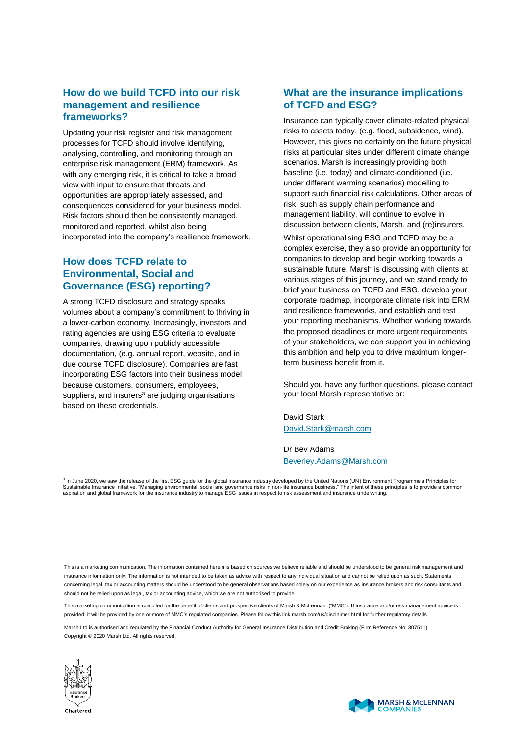## How do we build TCFD into our risk management and resilience frameworks?

Updating your risk register and risk management processes for TCFD should involve identifying, analysing, controlling, and monitoring through an enterprise risk management (ERM) framework. As with any emerging risk, it is critical to take a broad view with input to ensure that threats and opportunities are appropriately assessed, and consequences considered for your business model. Risk factors should then be consistently managed, monitored and reported, whilst also being incorporated into the company's resilience framework.

## How does TCFD relate to Environmental, Social and Governance (ESG) reporting?

A strong TCFD disclosure and strategy speaks volumes about a company's commitment to thriving in a lower-carbon economy. Increasingly, investors and rating agencies are using ESG criteria to evaluate companies, drawing upon publicly accessible documentation, (e.g. annual report, website, and in due course TCFD disclosure). Companies are fast incorporating ESG factors into their business model because customers, consumers, employees, suppliers, and insurers[3] are judging organisations based on these credentials.

## What are the insurance implications of TCFD and ESG?

Insurance can typically cover climate-related physical risks to assets today, (e.g. flood, subsidence, wind). However, this gives no certainty on the future physical risks at particular sites under different climate change scenarios. Marsh is increasingly providing both baseline (i.e. today) and climate-conditioned (i.e. under different warming scenarios) modelling to support such financial risk calculations. Other areas of risk, such as supply chain performance and management liability, will continue to evolve in discussion between clients, Marsh, and (re)insurers.

Whilst operationalising ESG and TCFD may be a complex exercise, they also provide an opportunity for companies to develop and begin working towards a sustainable future. Marsh is discussing with clients at various stages of this journey, and we stand ready to brief your business on TCFD and ESG, develop your corporate roadmap, incorporate climate risk into ERM and resilience frameworks, and establish and test your reporting mechanisms. Whether working towards the proposed deadlines or more urgent requirements of your stakeholders, we can support you in achieving this ambition and help you to drive maximum longer-term business benefit from it.

Should you have any further questions, please contact your local Marsh representative or:

David Stark
David.Stark@marsh.com

Dr Bev Adams
Beverley.Adams@Marsh.com

[3] In June 2020, we saw the release of the first ESG guide for the global insurance industry developed by the United Nations (UN) Environment Programme's Principles for Sustainable Insurance Initiative, "Managing environmental, social and governance risks in non-life insurance business." The intent of these principles is to provide a common aspiration and global framework for the insurance industry to manage ESG issues in respect to risk assessment and insurance underwriting.

This is a marketing communication. The information contained herein is based on sources we believe reliable and should be understood to be general risk management and insurance information only. The information is not intended to be taken as advice with respect to any individual situation and cannot be relied upon as such. Statements concerning legal, tax or accounting matters should be understood to be general observations based solely on our experience as insurance brokers and risk consultants and should not be relied upon as legal, tax or accounting advice, which we are not authorised to provide.

This marketing communication is compiled for the benefit of clients and prospective clients of Marsh & McLennan ("MMC"). If insurance and/or risk management advice is provided, it will be provided by one or more of MMC's regulated companies. Please follow this link marsh.com/uk/disclaimer.html for further regulatory details.

Marsh Ltd is authorised and regulated by the Financial Conduct Authority for General Insurance Distribution and Credit Broking (Firm Reference No. 307511). Copyright © 2020 Marsh Ltd. All rights reserved.

Insurance Brokers Chartered

MARSH & McLENNAN COMPANIES